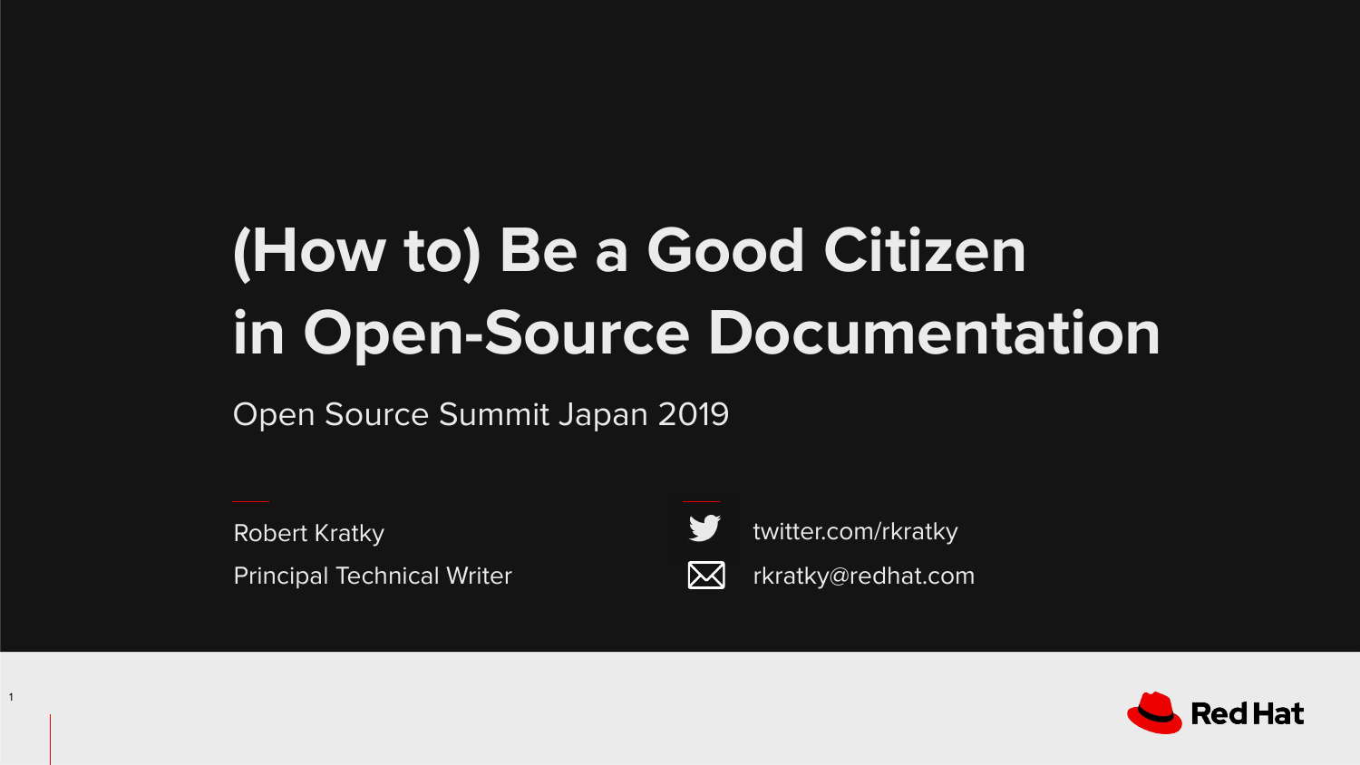# (How to) Be a Good Citizen in Open-Source Documentation

Open Source Summit Japan 2019

Robert Kratky

Principal Technical Writer

twitter.com/rkratky

rkratky@redhat.com

Red Hat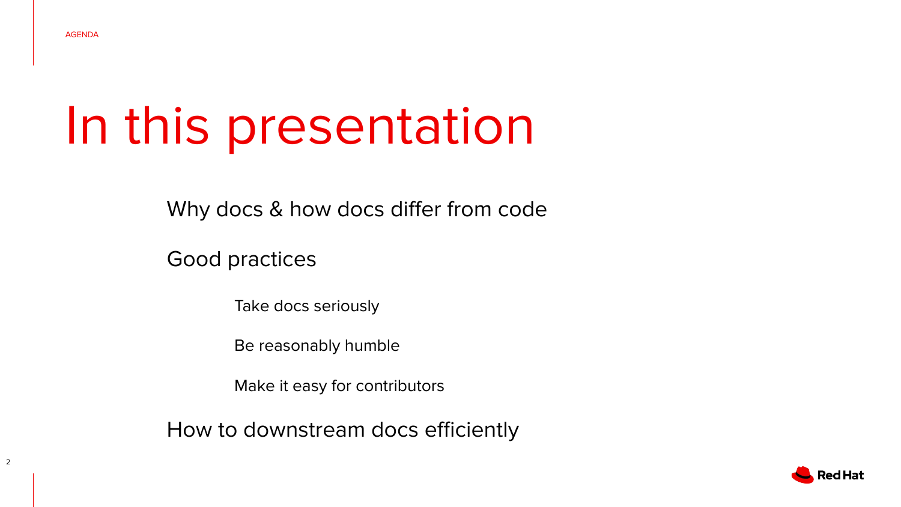AGENDA

# In this presentation

- Why docs & how docs differ from code
- Good practices
  - Take docs seriously
  - Be reasonably humble
  - Make it easy for contributors
- How to downstream docs efficiently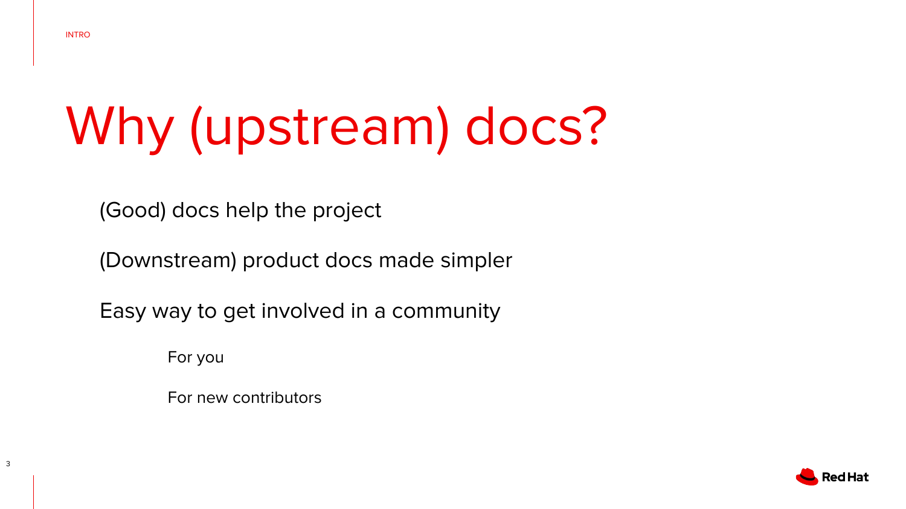INTRO

# Why (upstream) docs?

- (Good) docs help the project
- (Downstream) product docs made simpler
- Easy way to get involved in a community
  - For you
  - For new contributors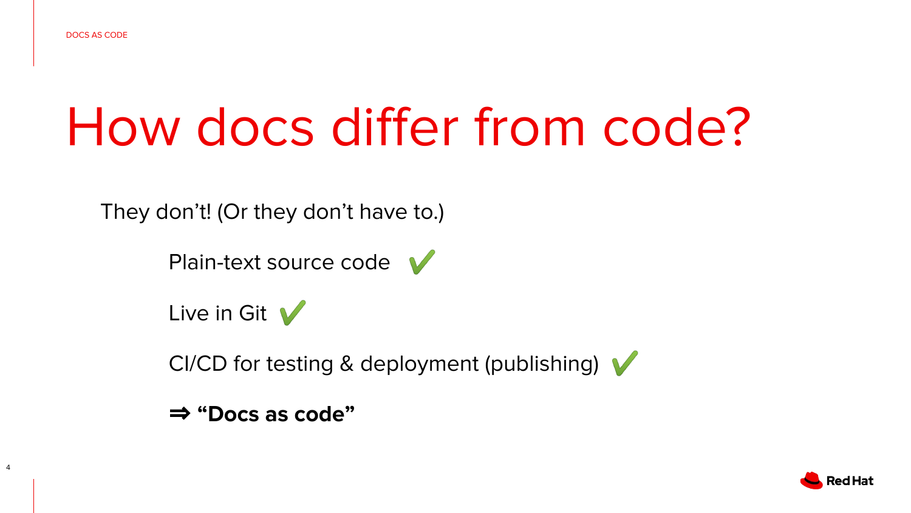# How docs differ from code?

They don't! (Or they don't have to.)

- Plain-text source code ✅
- Live in Git ✅
- CI/CD for testing & deployment (publishing) ✅

⇒ **"Docs as code"**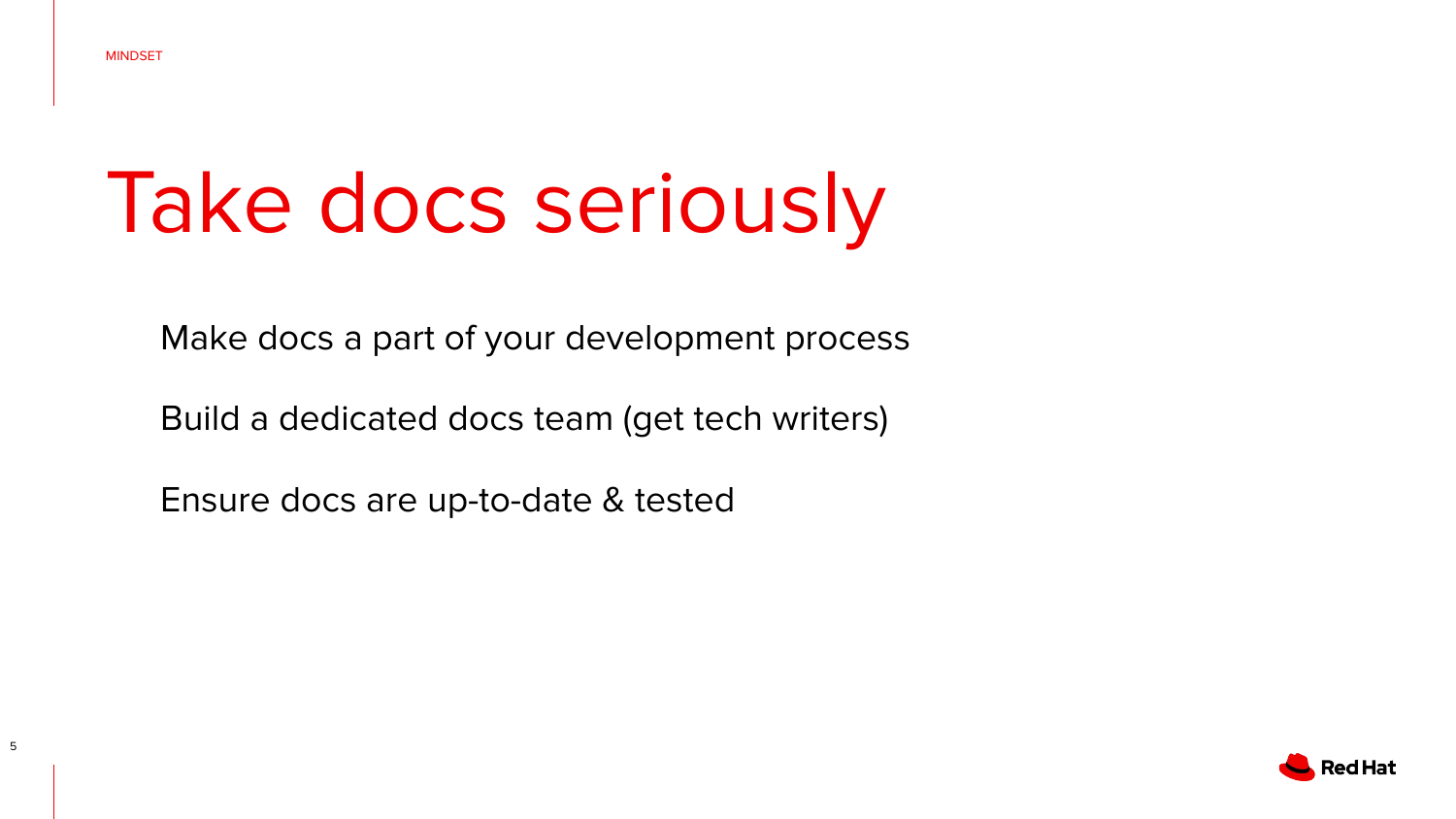MINDSET

# Take docs seriously

Make docs a part of your development process

Build a dedicated docs team (get tech writers)

Ensure docs are up-to-date & tested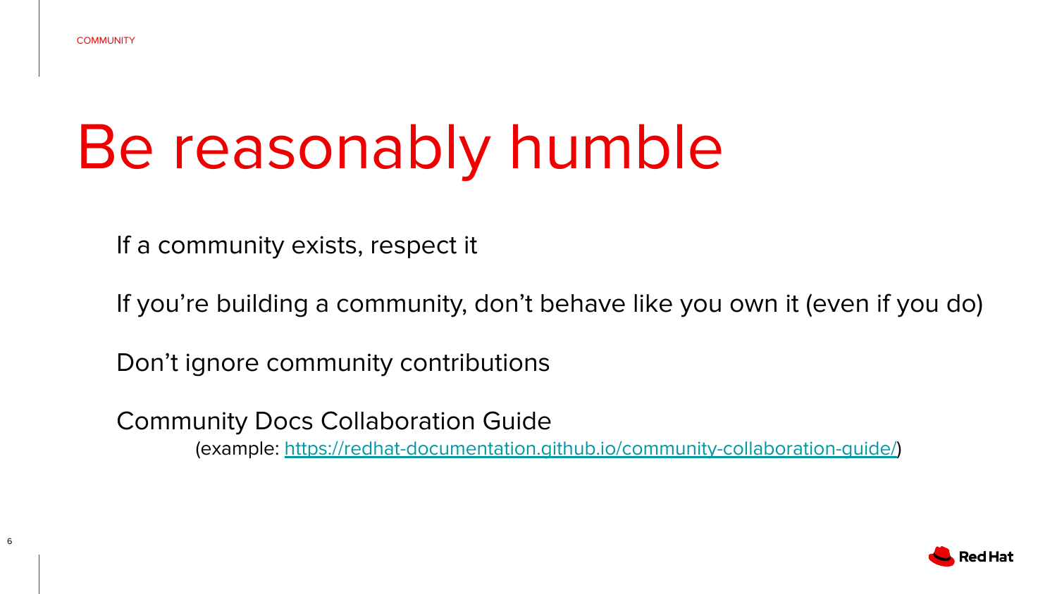COMMUNITY

# Be reasonably humble

If a community exists, respect it

If you're building a community, don't behave like you own it (even if you do)

Don't ignore community contributions

Community Docs Collaboration Guide

(example: [https://redhat-documentation.github.io/community-collaboration-guide/](https://redhat-documentation.github.io/community-collaboration-guide/))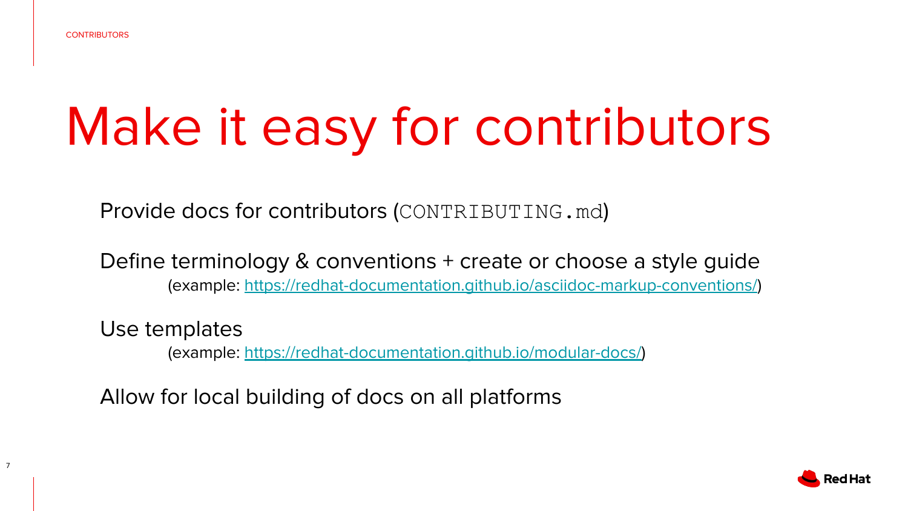CONTRIBUTORS

# Make it easy for contributors

Provide docs for contributors (`CONTRIBUTING.md`)

Define terminology & conventions + create or choose a style guide
(example: https://redhat-documentation.github.io/asciidoc-markup-conventions/)

Use templates
(example: https://redhat-documentation.github.io/modular-docs/)

Allow for local building of docs on all platforms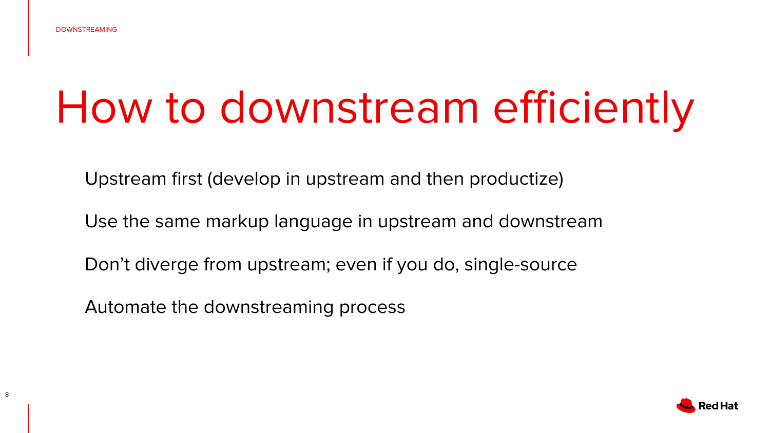DOWNSTREAMING

# How to downstream efficiently

Upstream first (develop in upstream and then productize)

Use the same markup language in upstream and downstream

Don’t diverge from upstream; even if you do, single-source

Automate the downstreaming process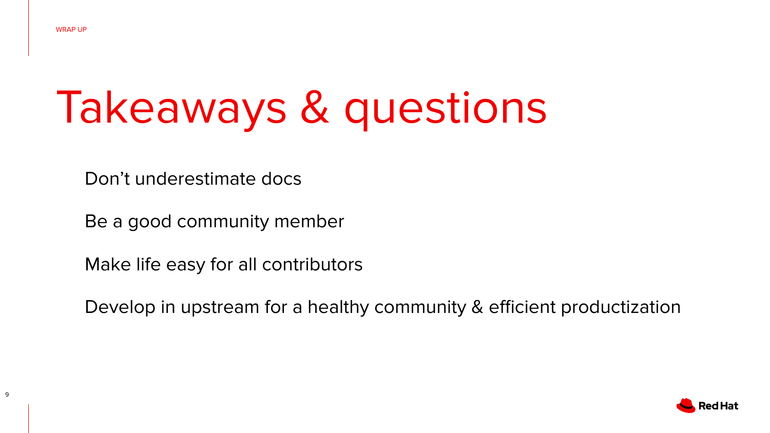WRAP UP

# Takeaways & questions

Don't underestimate docs

Be a good community member

Make life easy for all contributors

Develop in upstream for a healthy community & efficient productization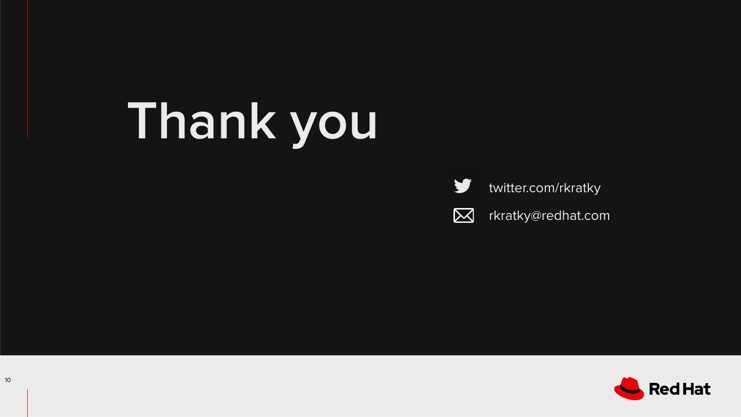# Thank you

twitter.com/rkratky

rkratky@redhat.com